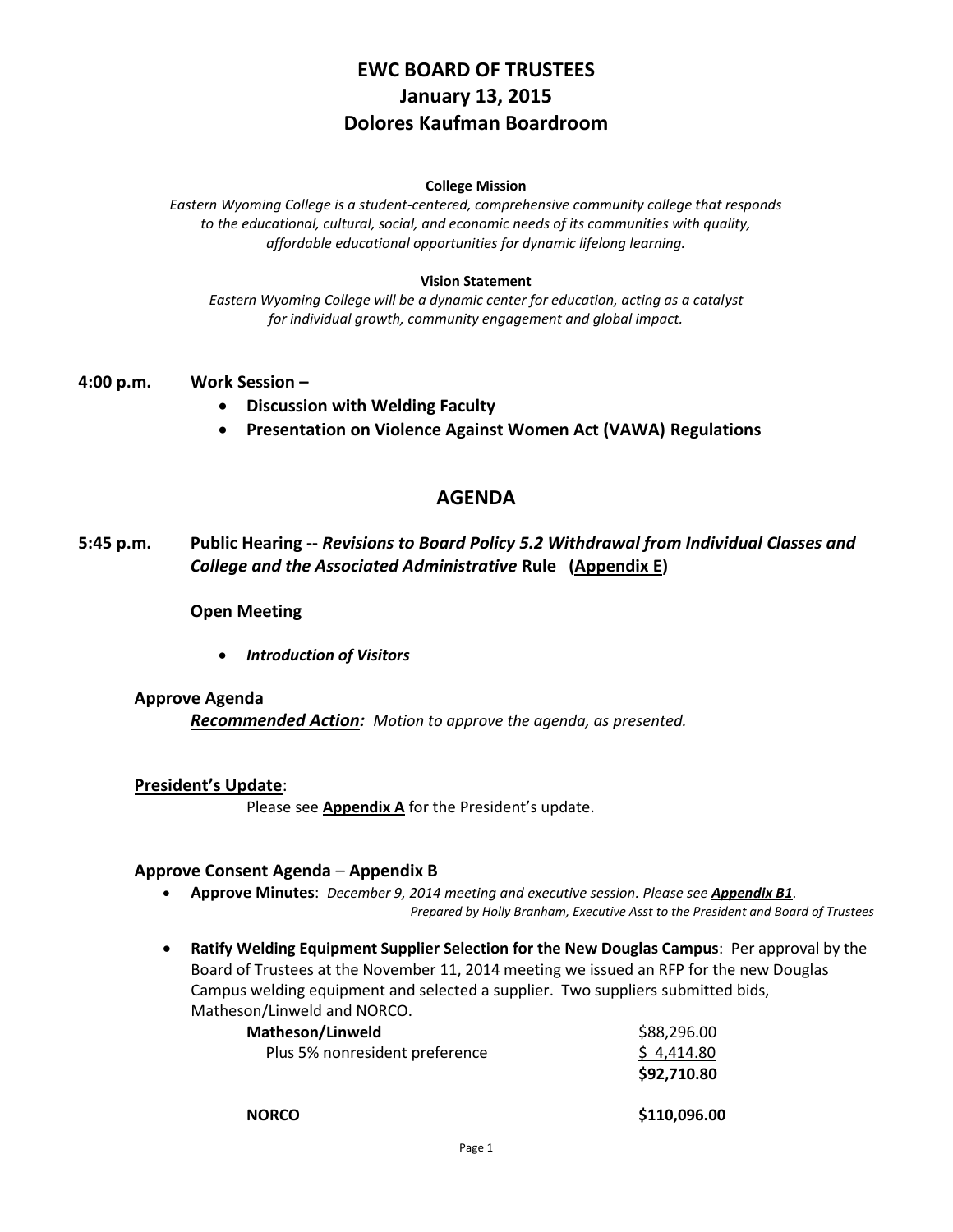# EWC BOARD OF TRUSTEES
# January 13, 2015
# Dolores Kaufman Boardroom

**College Mission**

*Eastern Wyoming College is a student-centered, comprehensive community college that responds to the educational, cultural, social, and economic needs of its communities with quality, affordable educational opportunities for dynamic lifelong learning.*

**Vision Statement**

*Eastern Wyoming College will be a dynamic center for education, acting as a catalyst for individual growth, community engagement and global impact.*

**4:00 p.m. Work Session –**

- **Discussion with Welding Faculty**
- **Presentation on Violence Against Women Act (VAWA) Regulations**

## AGENDA

**5:45 p.m. Public Hearing -- *Revisions to Board Policy 5.2 Withdrawal from Individual Classes and College and the Associated Administrative* Rule (Appendix E)**

**Open Meeting**

- ***Introduction of Visitors***

### Approve Agenda

***Recommended Action:*** *Motion to approve the agenda, as presented.*

### President's Update:

Please see **Appendix A** for the President's update.

### Approve Consent Agenda – Appendix B

- **Approve Minutes**: *December 9, 2014 meeting and executive session. Please see **Appendix B1**.*
  *Prepared by Holly Branham, Executive Asst to the President and Board of Trustees*

- **Ratify Welding Equipment Supplier Selection for the New Douglas Campus**: Per approval by the Board of Trustees at the November 11, 2014 meeting we issued an RFP for the new Douglas Campus welding equipment and selected a supplier. Two suppliers submitted bids, Matheson/Linweld and NORCO.

| | |
|---|---|
| **Matheson/Linweld** | $88,296.00 |
| Plus 5% nonresident preference | $ 4,414.80 |
| | **$92,710.80** |
| **NORCO** | **$110,096.00** |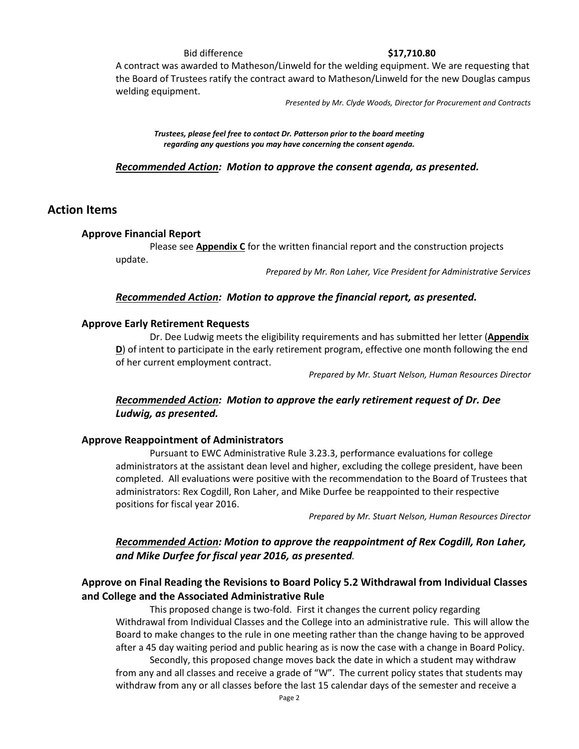Bid difference **$17,710.80**

A contract was awarded to Matheson/Linweld for the welding equipment. We are requesting that the Board of Trustees ratify the contract award to Matheson/Linweld for the new Douglas campus welding equipment.

*Presented by Mr. Clyde Woods, Director for Procurement and Contracts*

***Trustees, please feel free to contact Dr. Patterson prior to the board meeting regarding any questions you may have concerning the consent agenda.***

***Recommended Action:* *Motion to approve the consent agenda, as presented.***

## Action Items

### Approve Financial Report

Please see **Appendix C** for the written financial report and the construction projects update.

*Prepared by Mr. Ron Laher, Vice President for Administrative Services*

***Recommended Action:* *Motion to approve the financial report, as presented.***

### Approve Early Retirement Requests

Dr. Dee Ludwig meets the eligibility requirements and has submitted her letter (**Appendix D**) of intent to participate in the early retirement program, effective one month following the end of her current employment contract.

*Prepared by Mr. Stuart Nelson, Human Resources Director*

***Recommended Action:* *Motion to approve the early retirement request of Dr. Dee Ludwig, as presented.***

### Approve Reappointment of Administrators

Pursuant to EWC Administrative Rule 3.23.3, performance evaluations for college administrators at the assistant dean level and higher, excluding the college president, have been completed. All evaluations were positive with the recommendation to the Board of Trustees that administrators: Rex Cogdill, Ron Laher, and Mike Durfee be reappointed to their respective positions for fiscal year 2016.

*Prepared by Mr. Stuart Nelson, Human Resources Director*

***Recommended Action:* *Motion to approve the reappointment of Rex Cogdill, Ron Laher, and Mike Durfee for fiscal year 2016, as presented.***

### Approve on Final Reading the Revisions to Board Policy 5.2 Withdrawal from Individual Classes and College and the Associated Administrative Rule

This proposed change is two-fold. First it changes the current policy regarding Withdrawal from Individual Classes and the College into an administrative rule. This will allow the Board to make changes to the rule in one meeting rather than the change having to be approved after a 45 day waiting period and public hearing as is now the case with a change in Board Policy.

Secondly, this proposed change moves back the date in which a student may withdraw from any and all classes and receive a grade of "W". The current policy states that students may withdraw from any or all classes before the last 15 calendar days of the semester and receive a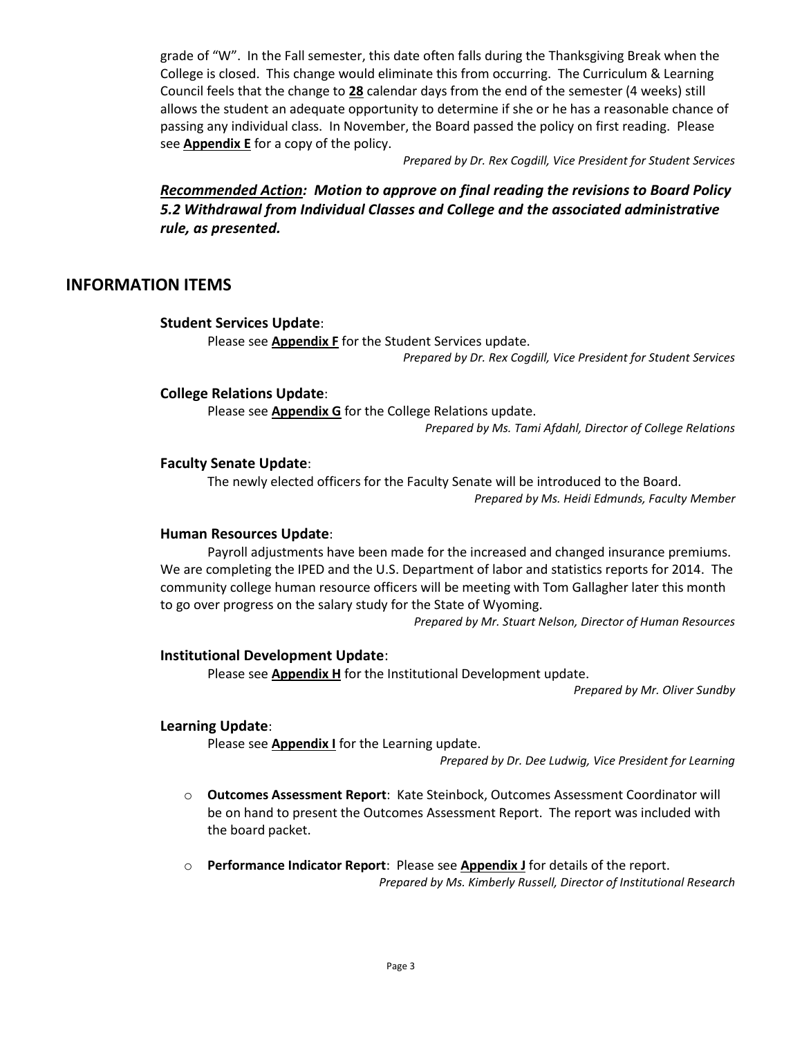grade of "W". In the Fall semester, this date often falls during the Thanksgiving Break when the College is closed. This change would eliminate this from occurring. The Curriculum & Learning Council feels that the change to **28** calendar days from the end of the semester (4 weeks) still allows the student an adequate opportunity to determine if she or he has a reasonable chance of passing any individual class. In November, the Board passed the policy on first reading. Please see **Appendix E** for a copy of the policy.

*Prepared by Dr. Rex Cogdill, Vice President for Student Services*

***Recommended Action: Motion to approve on final reading the revisions to Board Policy 5.2 Withdrawal from Individual Classes and College and the associated administrative rule, as presented.***

## INFORMATION ITEMS

**Student Services Update**:

Please see **Appendix F** for the Student Services update.

*Prepared by Dr. Rex Cogdill, Vice President for Student Services*

**College Relations Update**:

Please see **Appendix G** for the College Relations update.

*Prepared by Ms. Tami Afdahl, Director of College Relations*

**Faculty Senate Update**:

The newly elected officers for the Faculty Senate will be introduced to the Board.

*Prepared by Ms. Heidi Edmunds, Faculty Member*

**Human Resources Update**:

Payroll adjustments have been made for the increased and changed insurance premiums. We are completing the IPED and the U.S. Department of labor and statistics reports for 2014. The community college human resource officers will be meeting with Tom Gallagher later this month to go over progress on the salary study for the State of Wyoming.

*Prepared by Mr. Stuart Nelson, Director of Human Resources*

**Institutional Development Update**:

Please see **Appendix H** for the Institutional Development update.

*Prepared by Mr. Oliver Sundby*

**Learning Update**:

Please see **Appendix I** for the Learning update.

*Prepared by Dr. Dee Ludwig, Vice President for Learning*

- **Outcomes Assessment Report**: Kate Steinbock, Outcomes Assessment Coordinator will be on hand to present the Outcomes Assessment Report. The report was included with the board packet.
- **Performance Indicator Report**: Please see **Appendix J** for details of the report.

*Prepared by Ms. Kimberly Russell, Director of Institutional Research*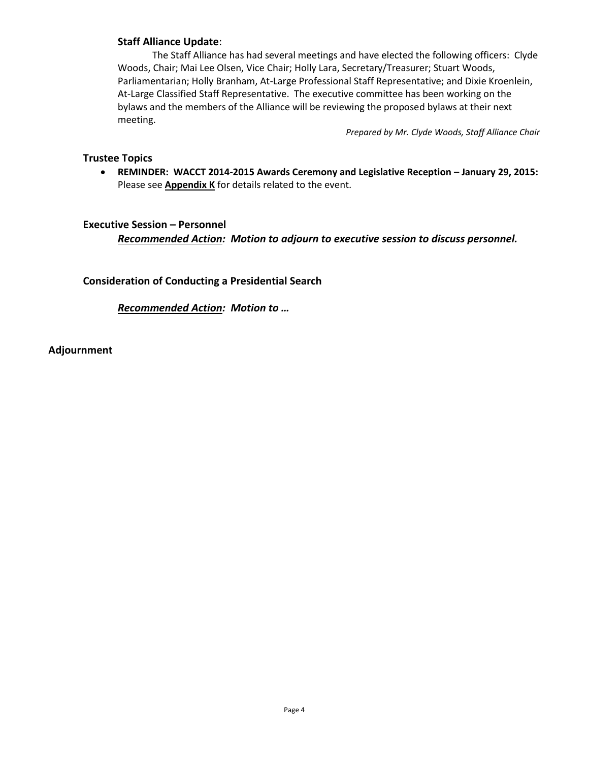### **Staff Alliance Update**:

The Staff Alliance has had several meetings and have elected the following officers: Clyde Woods, Chair; Mai Lee Olsen, Vice Chair; Holly Lara, Secretary/Treasurer; Stuart Woods, Parliamentarian; Holly Branham, At-Large Professional Staff Representative; and Dixie Kroenlein, At-Large Classified Staff Representative. The executive committee has been working on the bylaws and the members of the Alliance will be reviewing the proposed bylaws at their next meeting.

*Prepared by Mr. Clyde Woods, Staff Alliance Chair*

## **Trustee Topics**

- **REMINDER: WACCT 2014-2015 Awards Ceremony and Legislative Reception – January 29, 2015:** Please see **Appendix K** for details related to the event.

## **Executive Session – Personnel**

***Recommended Action: Motion to adjourn to executive session to discuss personnel.***

## **Consideration of Conducting a Presidential Search**

***Recommended Action: Motion to …***

## **Adjournment**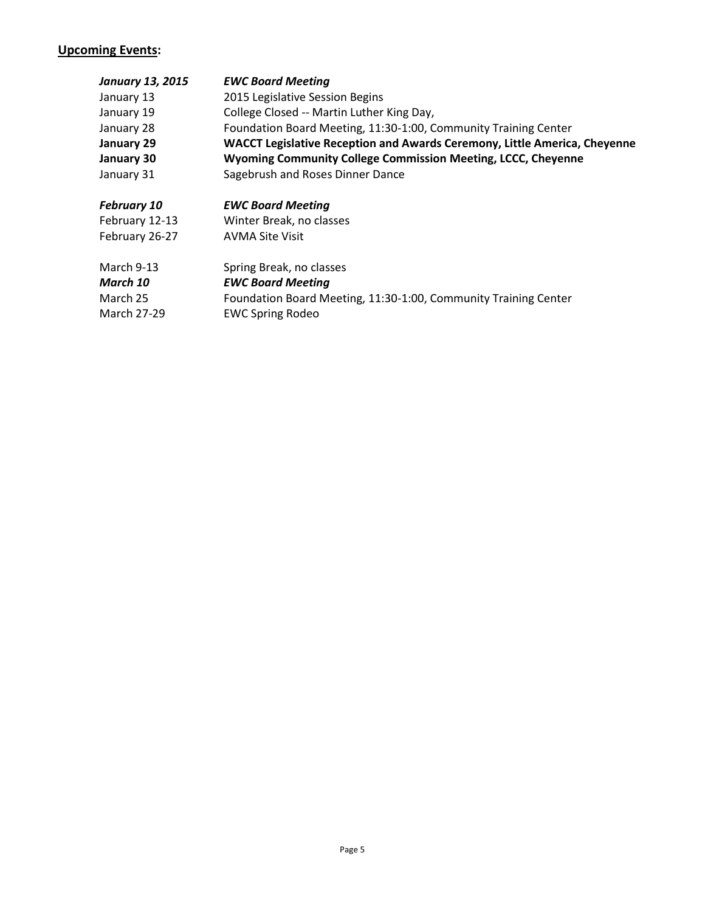**<u>Upcoming Events</u>:**

| | |
|---|---|
| ***January 13, 2015*** | ***EWC Board Meeting*** |
| January 13 | 2015 Legislative Session Begins |
| January 19 | College Closed -- Martin Luther King Day, |
| January 28 | Foundation Board Meeting, 11:30-1:00, Community Training Center |
| **January 29** | **WACCT Legislative Reception and Awards Ceremony, Little America, Cheyenne** |
| **January 30** | **Wyoming Community College Commission Meeting, LCCC, Cheyenne** |
| January 31 | Sagebrush and Roses Dinner Dance |
| ***February 10*** | ***EWC Board Meeting*** |
| February 12-13 | Winter Break, no classes |
| February 26-27 | AVMA Site Visit |
| March 9-13 | Spring Break, no classes |
| ***March 10*** | ***EWC Board Meeting*** |
| March 25 | Foundation Board Meeting, 11:30-1:00, Community Training Center |
| March 27-29 | EWC Spring Rodeo |